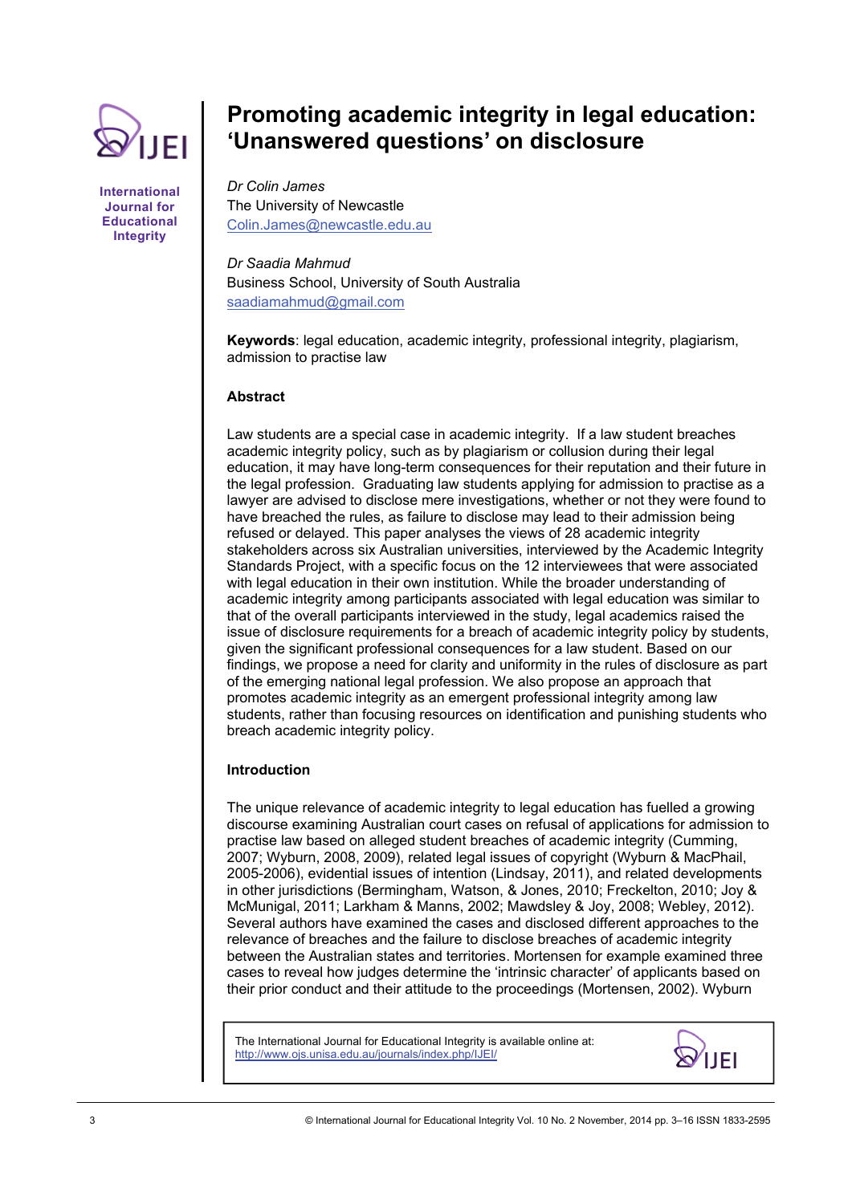# Promoting academic integrity in legal education: 'Unanswered questions' on disclosure

*Dr Colin James*
The University of Newcastle
Colin.James@newcastle.edu.au

*Dr Saadia Mahmud*
Business School, University of South Australia
saadiamahmud@gmail.com

**Keywords**: legal education, academic integrity, professional integrity, plagiarism, admission to practise law

## Abstract

Law students are a special case in academic integrity. If a law student breaches academic integrity policy, such as by plagiarism or collusion during their legal education, it may have long-term consequences for their reputation and their future in the legal profession. Graduating law students applying for admission to practise as a lawyer are advised to disclose mere investigations, whether or not they were found to have breached the rules, as failure to disclose may lead to their admission being refused or delayed. This paper analyses the views of 28 academic integrity stakeholders across six Australian universities, interviewed by the Academic Integrity Standards Project, with a specific focus on the 12 interviewees that were associated with legal education in their own institution. While the broader understanding of academic integrity among participants associated with legal education was similar to that of the overall participants interviewed in the study, legal academics raised the issue of disclosure requirements for a breach of academic integrity policy by students, given the significant professional consequences for a law student. Based on our findings, we propose a need for clarity and uniformity in the rules of disclosure as part of the emerging national legal profession. We also propose an approach that promotes academic integrity as an emergent professional integrity among law students, rather than focusing resources on identification and punishing students who breach academic integrity policy.

## Introduction

The unique relevance of academic integrity to legal education has fuelled a growing discourse examining Australian court cases on refusal of applications for admission to practise law based on alleged student breaches of academic integrity (Cumming, 2007; Wyburn, 2008, 2009), related legal issues of copyright (Wyburn & MacPhail, 2005-2006), evidential issues of intention (Lindsay, 2011), and related developments in other jurisdictions (Bermingham, Watson, & Jones, 2010; Freckelton, 2010; Joy & McMunigal, 2011; Larkham & Manns, 2002; Mawdsley & Joy, 2008; Webley, 2012). Several authors have examined the cases and disclosed different approaches to the relevance of breaches and the failure to disclose breaches of academic integrity between the Australian states and territories. Mortensen for example examined three cases to reveal how judges determine the 'intrinsic character' of applicants based on their prior conduct and their attitude to the proceedings (Mortensen, 2002). Wyburn

The International Journal for Educational Integrity is available online at: http://www.ojs.unisa.edu.au/journals/index.php/IJEI/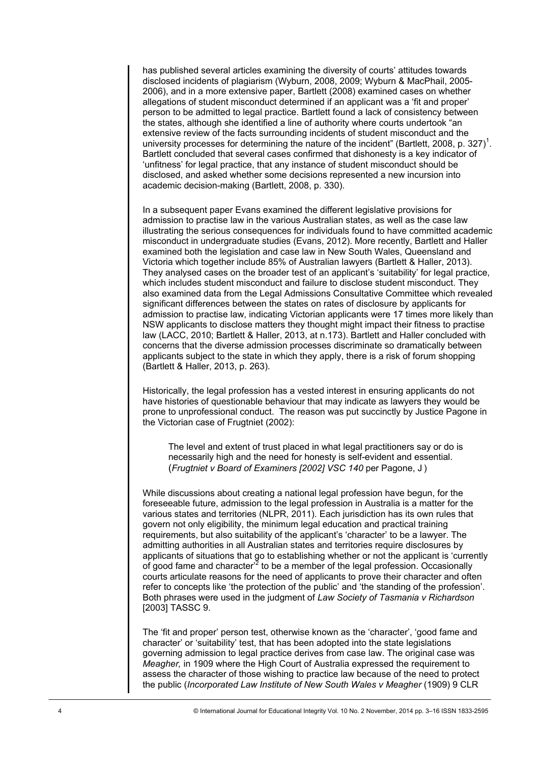has published several articles examining the diversity of courts' attitudes towards disclosed incidents of plagiarism (Wyburn, 2008, 2009; Wyburn & MacPhail, 2005-2006), and in a more extensive paper, Bartlett (2008) examined cases on whether allegations of student misconduct determined if an applicant was a 'fit and proper' person to be admitted to legal practice. Bartlett found a lack of consistency between the states, although she identified a line of authority where courts undertook "an extensive review of the facts surrounding incidents of student misconduct and the university processes for determining the nature of the incident" (Bartlett, 2008, p. 327)[1]. Bartlett concluded that several cases confirmed that dishonesty is a key indicator of 'unfitness' for legal practice, that any instance of student misconduct should be disclosed, and asked whether some decisions represented a new incursion into academic decision-making (Bartlett, 2008, p. 330).

In a subsequent paper Evans examined the different legislative provisions for admission to practise law in the various Australian states, as well as the case law illustrating the serious consequences for individuals found to have committed academic misconduct in undergraduate studies (Evans, 2012). More recently, Bartlett and Haller examined both the legislation and case law in New South Wales, Queensland and Victoria which together include 85% of Australian lawyers (Bartlett & Haller, 2013). They analysed cases on the broader test of an applicant's 'suitability' for legal practice, which includes student misconduct and failure to disclose student misconduct. They also examined data from the Legal Admissions Consultative Committee which revealed significant differences between the states on rates of disclosure by applicants for admission to practise law, indicating Victorian applicants were 17 times more likely than NSW applicants to disclose matters they thought might impact their fitness to practise law (LACC, 2010; Bartlett & Haller, 2013, at n.173). Bartlett and Haller concluded with concerns that the diverse admission processes discriminate so dramatically between applicants subject to the state in which they apply, there is a risk of forum shopping (Bartlett & Haller, 2013, p. 263).

Historically, the legal profession has a vested interest in ensuring applicants do not have histories of questionable behaviour that may indicate as lawyers they would be prone to unprofessional conduct. The reason was put succinctly by Justice Pagone in the Victorian case of Frugtniet (2002):

> The level and extent of trust placed in what legal practitioners say or do is necessarily high and the need for honesty is self-evident and essential. (*Frugtniet v Board of Examiners [2002] VSC 140* per Pagone, J )

While discussions about creating a national legal profession have begun, for the foreseeable future, admission to the legal profession in Australia is a matter for the various states and territories (NLPR, 2011). Each jurisdiction has its own rules that govern not only eligibility, the minimum legal education and practical training requirements, but also suitability of the applicant's 'character' to be a lawyer. The admitting authorities in all Australian states and territories require disclosures by applicants of situations that go to establishing whether or not the applicant is 'currently of good fame and character'[2] to be a member of the legal profession. Occasionally courts articulate reasons for the need of applicants to prove their character and often refer to concepts like 'the protection of the public' and 'the standing of the profession'. Both phrases were used in the judgment of *Law Society of Tasmania v Richardson* [2003] TASSC 9.

The 'fit and proper' person test, otherwise known as the 'character', 'good fame and character' or 'suitability' test, that has been adopted into the state legislations governing admission to legal practice derives from case law. The original case was *Meagher,* in 1909 where the High Court of Australia expressed the requirement to assess the character of those wishing to practice law because of the need to protect the public (*Incorporated Law Institute of New South Wales v Meagher* (1909) 9 CLR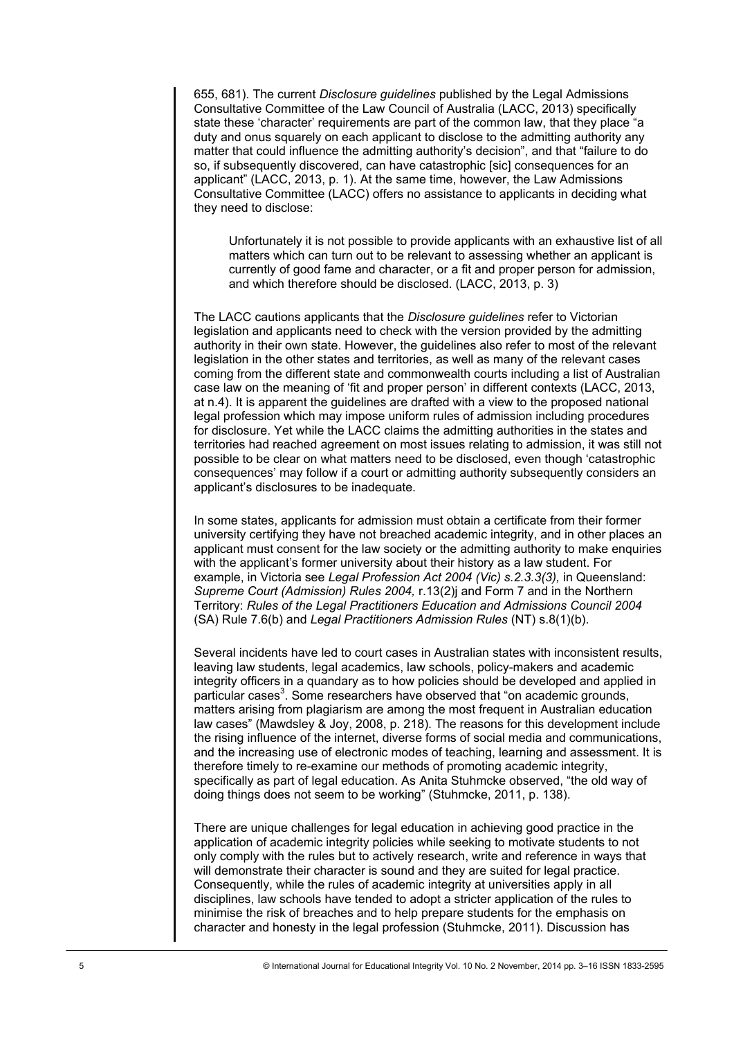655, 681). The current *Disclosure guidelines* published by the Legal Admissions Consultative Committee of the Law Council of Australia (LACC, 2013) specifically state these 'character' requirements are part of the common law, that they place "a duty and onus squarely on each applicant to disclose to the admitting authority any matter that could influence the admitting authority's decision", and that "failure to do so, if subsequently discovered, can have catastrophic [sic] consequences for an applicant" (LACC, 2013, p. 1). At the same time, however, the Law Admissions Consultative Committee (LACC) offers no assistance to applicants in deciding what they need to disclose:

> Unfortunately it is not possible to provide applicants with an exhaustive list of all matters which can turn out to be relevant to assessing whether an applicant is currently of good fame and character, or a fit and proper person for admission, and which therefore should be disclosed. (LACC, 2013, p. 3)

The LACC cautions applicants that the *Disclosure guidelines* refer to Victorian legislation and applicants need to check with the version provided by the admitting authority in their own state. However, the guidelines also refer to most of the relevant legislation in the other states and territories, as well as many of the relevant cases coming from the different state and commonwealth courts including a list of Australian case law on the meaning of 'fit and proper person' in different contexts (LACC, 2013, at n.4). It is apparent the guidelines are drafted with a view to the proposed national legal profession which may impose uniform rules of admission including procedures for disclosure. Yet while the LACC claims the admitting authorities in the states and territories had reached agreement on most issues relating to admission, it was still not possible to be clear on what matters need to be disclosed, even though 'catastrophic consequences' may follow if a court or admitting authority subsequently considers an applicant's disclosures to be inadequate.

In some states, applicants for admission must obtain a certificate from their former university certifying they have not breached academic integrity, and in other places an applicant must consent for the law society or the admitting authority to make enquiries with the applicant's former university about their history as a law student. For example, in Victoria see *Legal Profession Act 2004 (Vic) s.2.3.3(3),* in Queensland: *Supreme Court (Admission) Rules 2004,* r.13(2)j and Form 7 and in the Northern Territory: *Rules of the Legal Practitioners Education and Admissions Council 2004* (SA) Rule 7.6(b) and *Legal Practitioners Admission Rules* (NT) s.8(1)(b).

Several incidents have led to court cases in Australian states with inconsistent results, leaving law students, legal academics, law schools, policy-makers and academic integrity officers in a quandary as to how policies should be developed and applied in particular cases[3]. Some researchers have observed that "on academic grounds, matters arising from plagiarism are among the most frequent in Australian education law cases" (Mawdsley & Joy, 2008, p. 218). The reasons for this development include the rising influence of the internet, diverse forms of social media and communications, and the increasing use of electronic modes of teaching, learning and assessment. It is therefore timely to re-examine our methods of promoting academic integrity, specifically as part of legal education. As Anita Stuhmcke observed, "the old way of doing things does not seem to be working" (Stuhmcke, 2011, p. 138).

There are unique challenges for legal education in achieving good practice in the application of academic integrity policies while seeking to motivate students to not only comply with the rules but to actively research, write and reference in ways that will demonstrate their character is sound and they are suited for legal practice. Consequently, while the rules of academic integrity at universities apply in all disciplines, law schools have tended to adopt a stricter application of the rules to minimise the risk of breaches and to help prepare students for the emphasis on character and honesty in the legal profession (Stuhmcke, 2011). Discussion has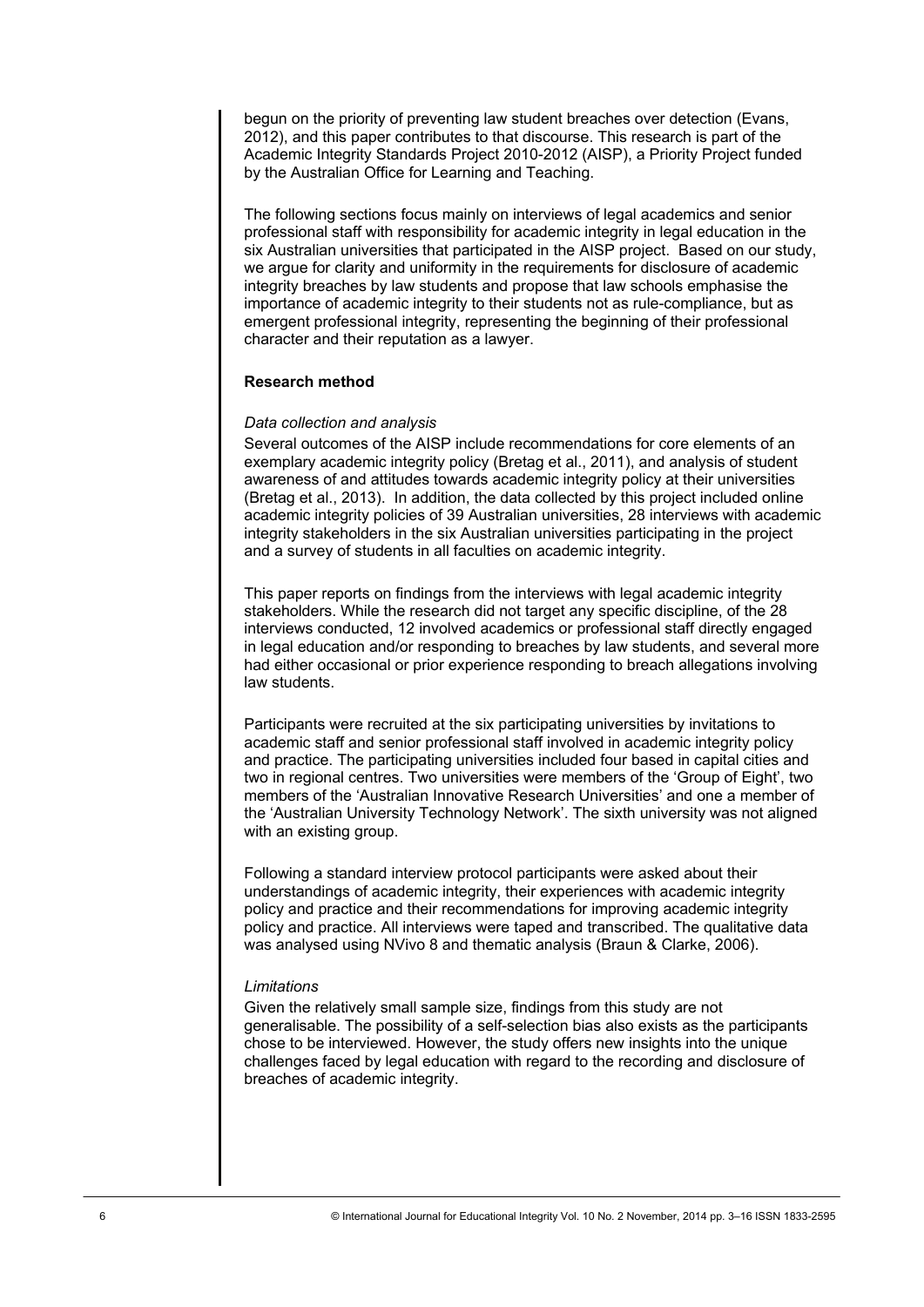begun on the priority of preventing law student breaches over detection (Evans, 2012), and this paper contributes to that discourse. This research is part of the Academic Integrity Standards Project 2010-2012 (AISP), a Priority Project funded by the Australian Office for Learning and Teaching.

The following sections focus mainly on interviews of legal academics and senior professional staff with responsibility for academic integrity in legal education in the six Australian universities that participated in the AISP project. Based on our study, we argue for clarity and uniformity in the requirements for disclosure of academic integrity breaches by law students and propose that law schools emphasise the importance of academic integrity to their students not as rule-compliance, but as emergent professional integrity, representing the beginning of their professional character and their reputation as a lawyer.

## Research method

### *Data collection and analysis*

Several outcomes of the AISP include recommendations for core elements of an exemplary academic integrity policy (Bretag et al., 2011), and analysis of student awareness of and attitudes towards academic integrity policy at their universities (Bretag et al., 2013). In addition, the data collected by this project included online academic integrity policies of 39 Australian universities, 28 interviews with academic integrity stakeholders in the six Australian universities participating in the project and a survey of students in all faculties on academic integrity.

This paper reports on findings from the interviews with legal academic integrity stakeholders. While the research did not target any specific discipline, of the 28 interviews conducted, 12 involved academics or professional staff directly engaged in legal education and/or responding to breaches by law students, and several more had either occasional or prior experience responding to breach allegations involving law students.

Participants were recruited at the six participating universities by invitations to academic staff and senior professional staff involved in academic integrity policy and practice. The participating universities included four based in capital cities and two in regional centres. Two universities were members of the 'Group of Eight', two members of the 'Australian Innovative Research Universities' and one a member of the 'Australian University Technology Network'. The sixth university was not aligned with an existing group.

Following a standard interview protocol participants were asked about their understandings of academic integrity, their experiences with academic integrity policy and practice and their recommendations for improving academic integrity policy and practice. All interviews were taped and transcribed. The qualitative data was analysed using NVivo 8 and thematic analysis (Braun & Clarke, 2006).

### *Limitations*

Given the relatively small sample size, findings from this study are not generalisable. The possibility of a self-selection bias also exists as the participants chose to be interviewed. However, the study offers new insights into the unique challenges faced by legal education with regard to the recording and disclosure of breaches of academic integrity.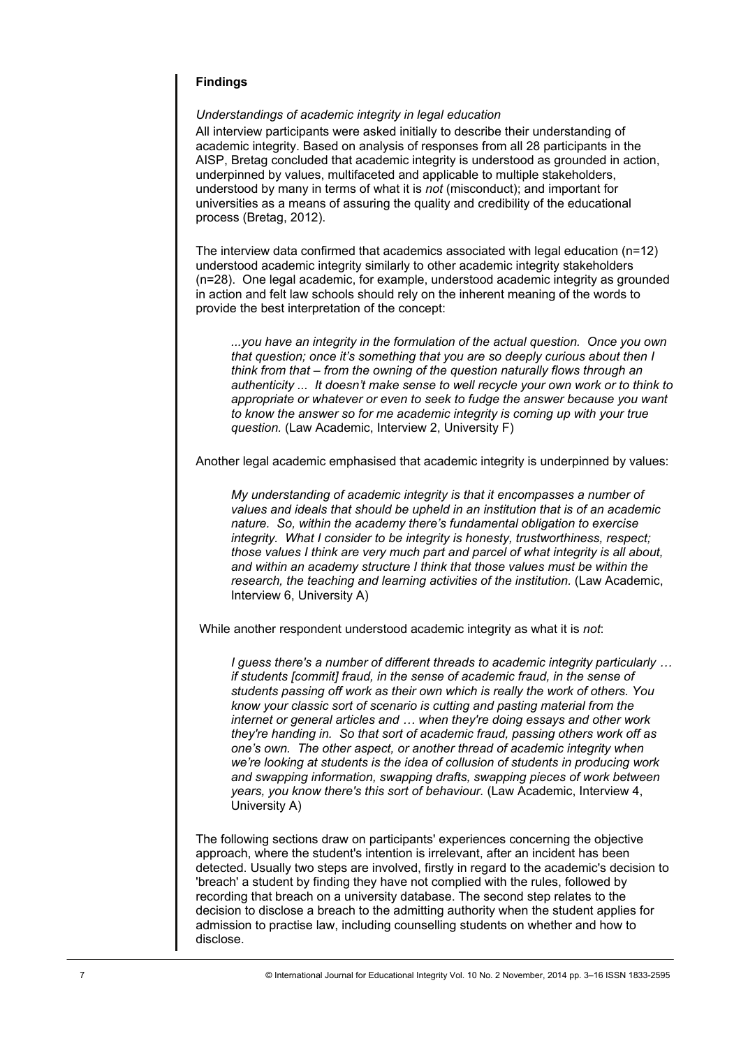## Findings

*Understandings of academic integrity in legal education*

All interview participants were asked initially to describe their understanding of academic integrity. Based on analysis of responses from all 28 participants in the AISP, Bretag concluded that academic integrity is understood as grounded in action, underpinned by values, multifaceted and applicable to multiple stakeholders, understood by many in terms of what it is *not* (misconduct); and important for universities as a means of assuring the quality and credibility of the educational process (Bretag, 2012).

The interview data confirmed that academics associated with legal education (n=12) understood academic integrity similarly to other academic integrity stakeholders (n=28). One legal academic, for example, understood academic integrity as grounded in action and felt law schools should rely on the inherent meaning of the words to provide the best interpretation of the concept:

> *...you have an integrity in the formulation of the actual question. Once you own that question; once it's something that you are so deeply curious about then I think from that – from the owning of the question naturally flows through an authenticity ... It doesn't make sense to well recycle your own work or to think to appropriate or whatever or even to seek to fudge the answer because you want to know the answer so for me academic integrity is coming up with your true question.* (Law Academic, Interview 2, University F)

Another legal academic emphasised that academic integrity is underpinned by values:

> *My understanding of academic integrity is that it encompasses a number of values and ideals that should be upheld in an institution that is of an academic nature. So, within the academy there's fundamental obligation to exercise integrity. What I consider to be integrity is honesty, trustworthiness, respect; those values I think are very much part and parcel of what integrity is all about, and within an academy structure I think that those values must be within the research, the teaching and learning activities of the institution.* (Law Academic, Interview 6, University A)

While another respondent understood academic integrity as what it is *not*:

> *I guess there's a number of different threads to academic integrity particularly … if students [commit] fraud, in the sense of academic fraud, in the sense of students passing off work as their own which is really the work of others. You know your classic sort of scenario is cutting and pasting material from the internet or general articles and … when they're doing essays and other work they're handing in. So that sort of academic fraud, passing others work off as one's own. The other aspect, or another thread of academic integrity when we're looking at students is the idea of collusion of students in producing work and swapping information, swapping drafts, swapping pieces of work between years, you know there's this sort of behaviour.* (Law Academic, Interview 4, University A)

The following sections draw on participants' experiences concerning the objective approach, where the student's intention is irrelevant, after an incident has been detected. Usually two steps are involved, firstly in regard to the academic's decision to 'breach' a student by finding they have not complied with the rules, followed by recording that breach on a university database. The second step relates to the decision to disclose a breach to the admitting authority when the student applies for admission to practise law, including counselling students on whether and how to disclose.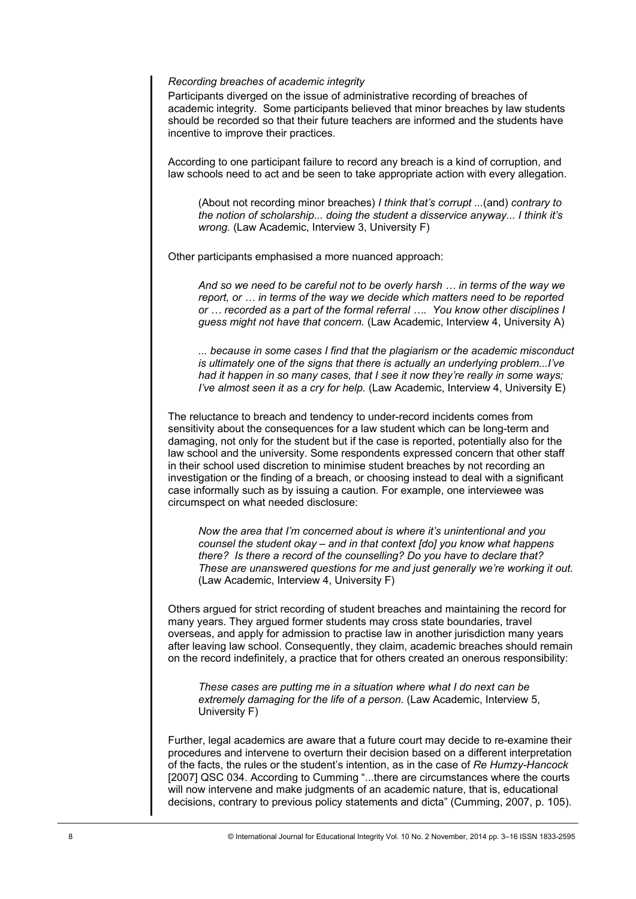*Recording breaches of academic integrity*

Participants diverged on the issue of administrative recording of breaches of academic integrity. Some participants believed that minor breaches by law students should be recorded so that their future teachers are informed and the students have incentive to improve their practices.

According to one participant failure to record any breach is a kind of corruption, and law schools need to act and be seen to take appropriate action with every allegation.

> (About not recording minor breaches) *I think that's corrupt ...*(and) *contrary to the notion of scholarship... doing the student a disservice anyway... I think it's wrong.* (Law Academic, Interview 3, University F)

Other participants emphasised a more nuanced approach:

> *And so we need to be careful not to be overly harsh … in terms of the way we report, or … in terms of the way we decide which matters need to be reported or … recorded as a part of the formal referral …. You know other disciplines I guess might not have that concern.* (Law Academic, Interview 4, University A)

> *... because in some cases I find that the plagiarism or the academic misconduct is ultimately one of the signs that there is actually an underlying problem...I've had it happen in so many cases, that I see it now they're really in some ways; I've almost seen it as a cry for help.* (Law Academic, Interview 4, University E)

The reluctance to breach and tendency to under-record incidents comes from sensitivity about the consequences for a law student which can be long-term and damaging, not only for the student but if the case is reported, potentially also for the law school and the university. Some respondents expressed concern that other staff in their school used discretion to minimise student breaches by not recording an investigation or the finding of a breach, or choosing instead to deal with a significant case informally such as by issuing a caution. For example, one interviewee was circumspect on what needed disclosure:

> *Now the area that I'm concerned about is where it's unintentional and you counsel the student okay – and in that context [do] you know what happens there? Is there a record of the counselling? Do you have to declare that? These are unanswered questions for me and just generally we're working it out.* (Law Academic, Interview 4, University F)

Others argued for strict recording of student breaches and maintaining the record for many years. They argued former students may cross state boundaries, travel overseas, and apply for admission to practise law in another jurisdiction many years after leaving law school. Consequently, they claim, academic breaches should remain on the record indefinitely, a practice that for others created an onerous responsibility:

> *These cases are putting me in a situation where what I do next can be extremely damaging for the life of a person*. (Law Academic, Interview 5, University F)

Further, legal academics are aware that a future court may decide to re-examine their procedures and intervene to overturn their decision based on a different interpretation of the facts, the rules or the student's intention, as in the case of *Re Humzy-Hancock* [2007] QSC 034. According to Cumming "...there are circumstances where the courts will now intervene and make judgments of an academic nature, that is, educational decisions, contrary to previous policy statements and dicta" (Cumming, 2007, p. 105).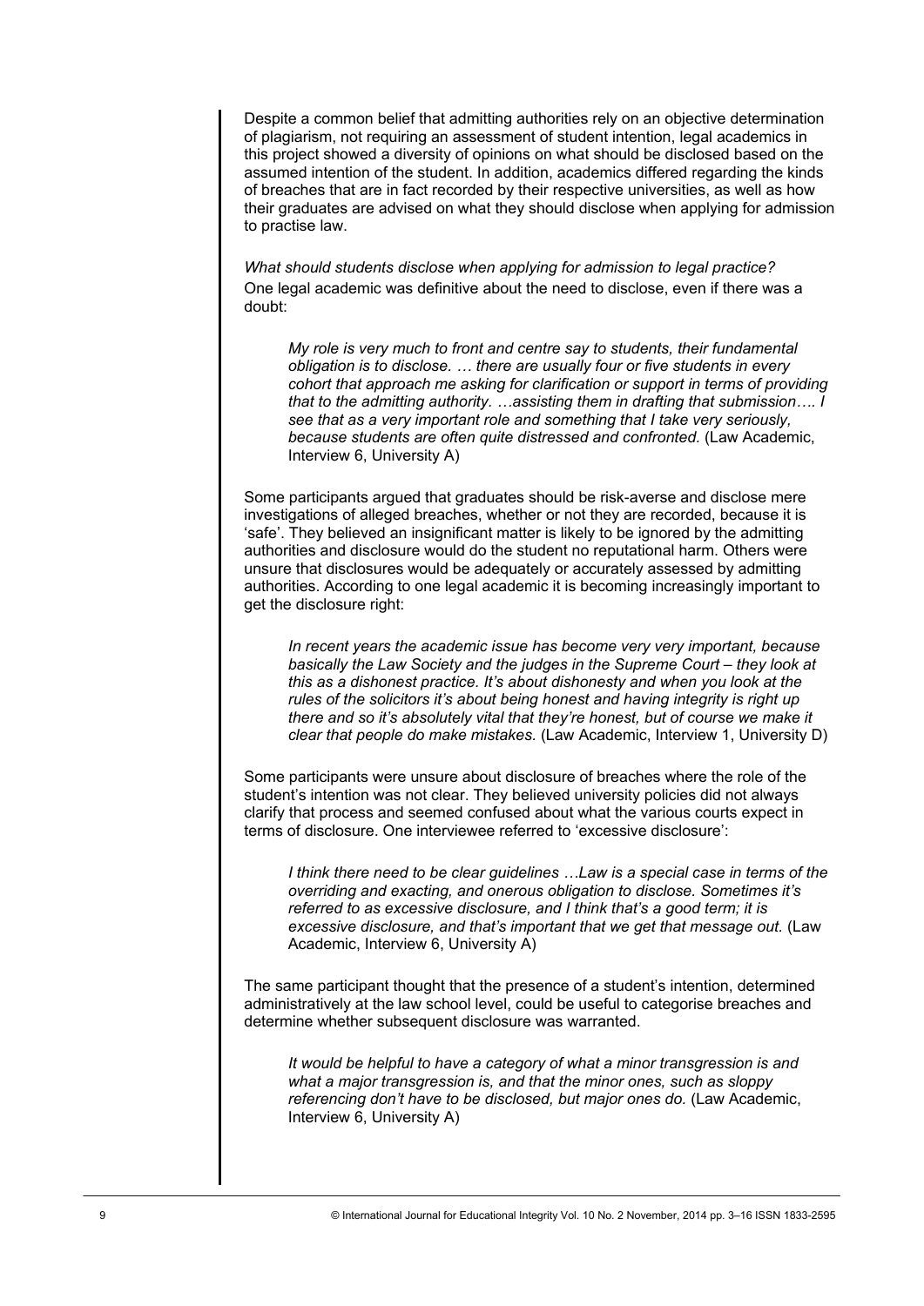Despite a common belief that admitting authorities rely on an objective determination of plagiarism, not requiring an assessment of student intention, legal academics in this project showed a diversity of opinions on what should be disclosed based on the assumed intention of the student. In addition, academics differed regarding the kinds of breaches that are in fact recorded by their respective universities, as well as how their graduates are advised on what they should disclose when applying for admission to practise law.

*What should students disclose when applying for admission to legal practice?*

One legal academic was definitive about the need to disclose, even if there was a doubt:

> *My role is very much to front and centre say to students, their fundamental obligation is to disclose. … there are usually four or five students in every cohort that approach me asking for clarification or support in terms of providing that to the admitting authority. …assisting them in drafting that submission…. I see that as a very important role and something that I take very seriously, because students are often quite distressed and confronted.* (Law Academic, Interview 6, University A)

Some participants argued that graduates should be risk-averse and disclose mere investigations of alleged breaches, whether or not they are recorded, because it is 'safe'. They believed an insignificant matter is likely to be ignored by the admitting authorities and disclosure would do the student no reputational harm. Others were unsure that disclosures would be adequately or accurately assessed by admitting authorities. According to one legal academic it is becoming increasingly important to get the disclosure right:

> *In recent years the academic issue has become very very important, because basically the Law Society and the judges in the Supreme Court – they look at this as a dishonest practice. It's about dishonesty and when you look at the rules of the solicitors it's about being honest and having integrity is right up there and so it's absolutely vital that they're honest, but of course we make it clear that people do make mistakes.* (Law Academic, Interview 1, University D)

Some participants were unsure about disclosure of breaches where the role of the student's intention was not clear. They believed university policies did not always clarify that process and seemed confused about what the various courts expect in terms of disclosure. One interviewee referred to 'excessive disclosure':

> *I think there need to be clear guidelines …Law is a special case in terms of the overriding and exacting, and onerous obligation to disclose. Sometimes it's referred to as excessive disclosure, and I think that's a good term; it is excessive disclosure, and that's important that we get that message out.* (Law Academic, Interview 6, University A)

The same participant thought that the presence of a student's intention, determined administratively at the law school level, could be useful to categorise breaches and determine whether subsequent disclosure was warranted.

> *It would be helpful to have a category of what a minor transgression is and what a major transgression is, and that the minor ones, such as sloppy referencing don't have to be disclosed, but major ones do.* (Law Academic, Interview 6, University A)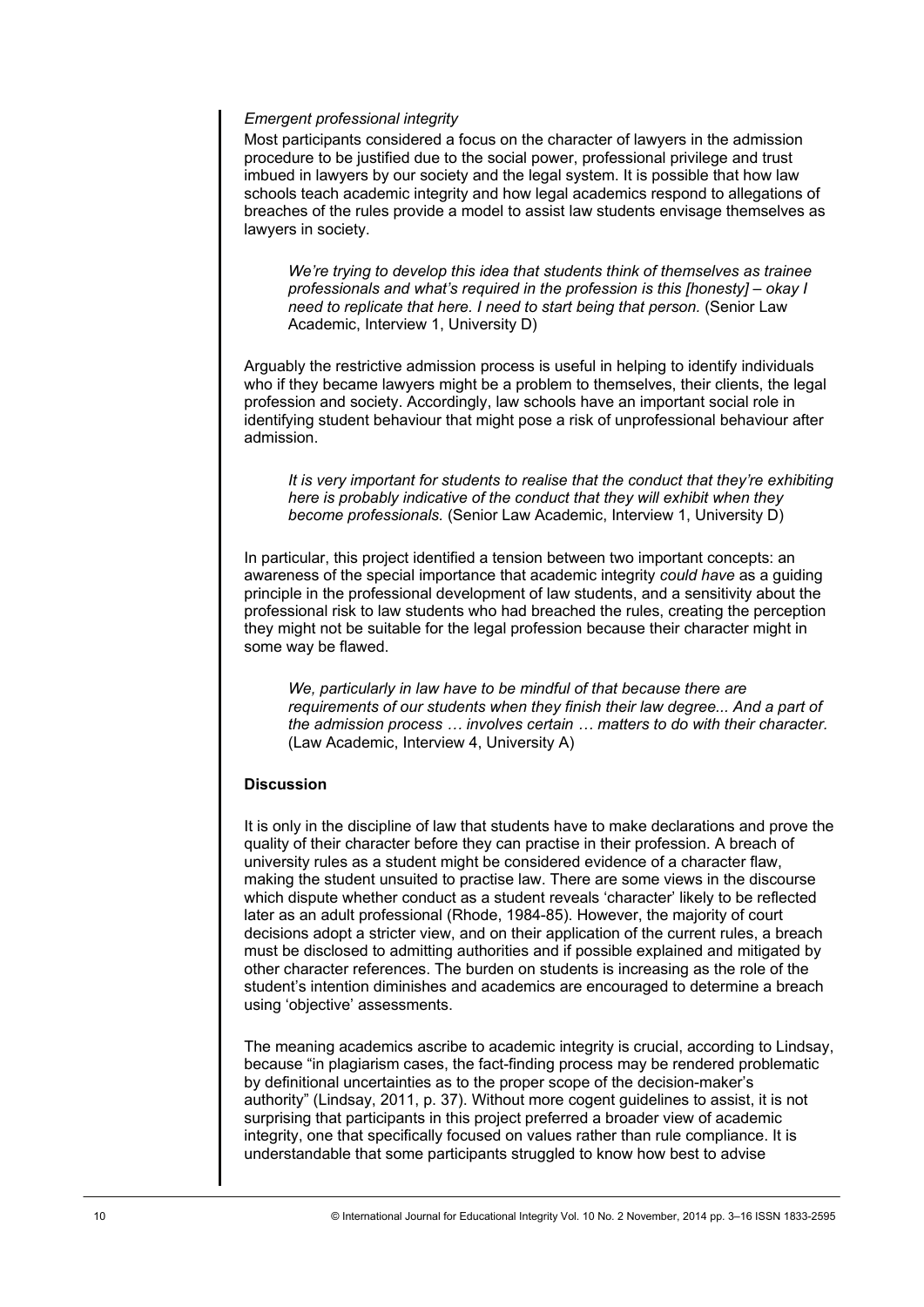*Emergent professional integrity*

Most participants considered a focus on the character of lawyers in the admission procedure to be justified due to the social power, professional privilege and trust imbued in lawyers by our society and the legal system. It is possible that how law schools teach academic integrity and how legal academics respond to allegations of breaches of the rules provide a model to assist law students envisage themselves as lawyers in society.

> *We're trying to develop this idea that students think of themselves as trainee professionals and what's required in the profession is this [honesty] – okay I need to replicate that here. I need to start being that person.* (Senior Law Academic, Interview 1, University D)

Arguably the restrictive admission process is useful in helping to identify individuals who if they became lawyers might be a problem to themselves, their clients, the legal profession and society. Accordingly, law schools have an important social role in identifying student behaviour that might pose a risk of unprofessional behaviour after admission.

> *It is very important for students to realise that the conduct that they're exhibiting here is probably indicative of the conduct that they will exhibit when they become professionals.* (Senior Law Academic, Interview 1, University D)

In particular, this project identified a tension between two important concepts: an awareness of the special importance that academic integrity *could have* as a guiding principle in the professional development of law students, and a sensitivity about the professional risk to law students who had breached the rules, creating the perception they might not be suitable for the legal profession because their character might in some way be flawed.

> *We, particularly in law have to be mindful of that because there are requirements of our students when they finish their law degree... And a part of the admission process … involves certain … matters to do with their character.* (Law Academic, Interview 4, University A)

## Discussion

It is only in the discipline of law that students have to make declarations and prove the quality of their character before they can practise in their profession. A breach of university rules as a student might be considered evidence of a character flaw, making the student unsuited to practise law. There are some views in the discourse which dispute whether conduct as a student reveals 'character' likely to be reflected later as an adult professional (Rhode, 1984-85). However, the majority of court decisions adopt a stricter view, and on their application of the current rules, a breach must be disclosed to admitting authorities and if possible explained and mitigated by other character references. The burden on students is increasing as the role of the student's intention diminishes and academics are encouraged to determine a breach using 'objective' assessments.

The meaning academics ascribe to academic integrity is crucial, according to Lindsay, because "in plagiarism cases, the fact-finding process may be rendered problematic by definitional uncertainties as to the proper scope of the decision-maker's authority" (Lindsay, 2011, p. 37). Without more cogent guidelines to assist, it is not surprising that participants in this project preferred a broader view of academic integrity, one that specifically focused on values rather than rule compliance. It is understandable that some participants struggled to know how best to advise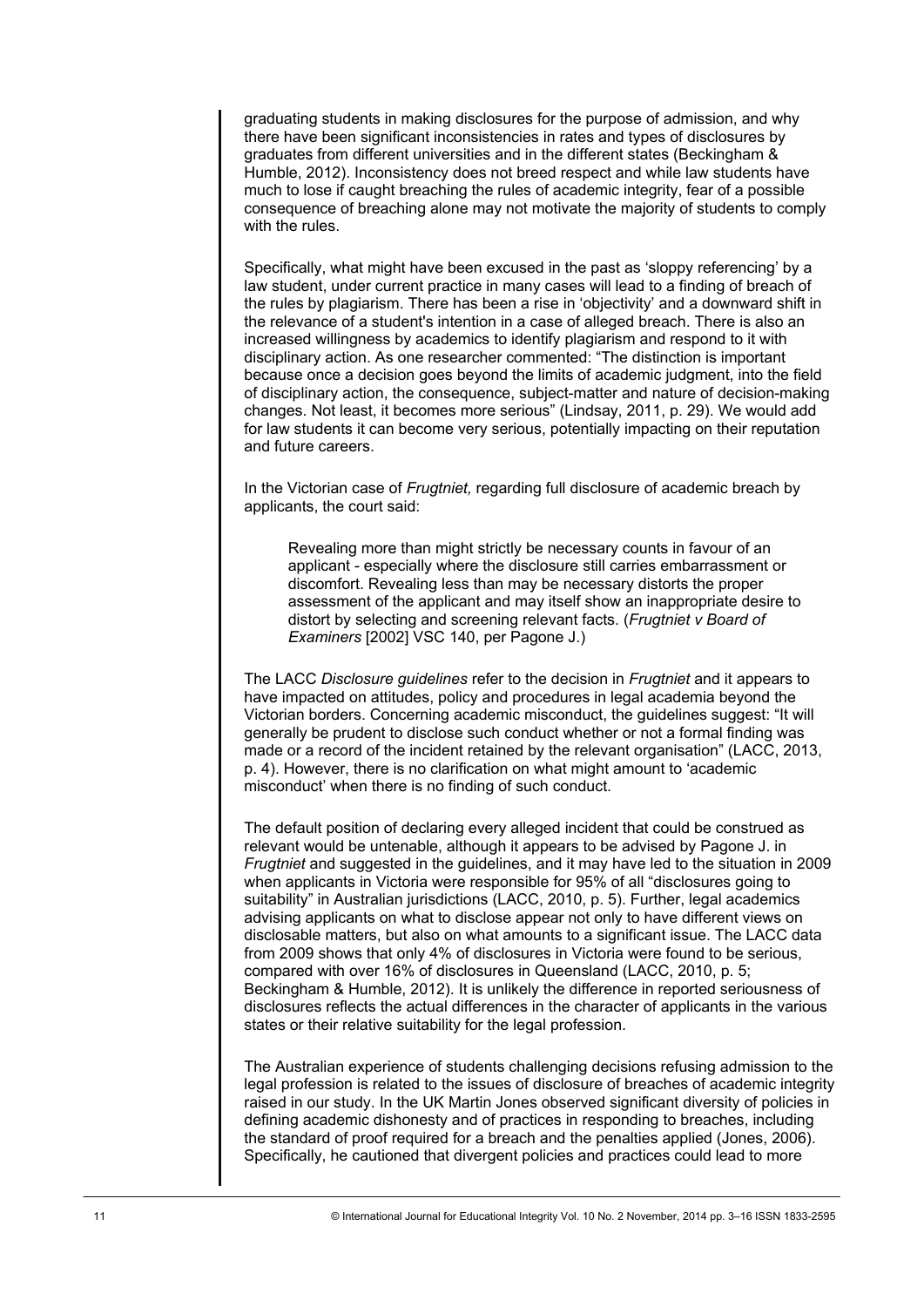graduating students in making disclosures for the purpose of admission, and why there have been significant inconsistencies in rates and types of disclosures by graduates from different universities and in the different states (Beckingham & Humble, 2012). Inconsistency does not breed respect and while law students have much to lose if caught breaching the rules of academic integrity, fear of a possible consequence of breaching alone may not motivate the majority of students to comply with the rules.

Specifically, what might have been excused in the past as 'sloppy referencing' by a law student, under current practice in many cases will lead to a finding of breach of the rules by plagiarism. There has been a rise in 'objectivity' and a downward shift in the relevance of a student's intention in a case of alleged breach. There is also an increased willingness by academics to identify plagiarism and respond to it with disciplinary action. As one researcher commented: "The distinction is important because once a decision goes beyond the limits of academic judgment, into the field of disciplinary action, the consequence, subject-matter and nature of decision-making changes. Not least, it becomes more serious" (Lindsay, 2011, p. 29). We would add for law students it can become very serious, potentially impacting on their reputation and future careers.

In the Victorian case of *Frugtniet,* regarding full disclosure of academic breach by applicants, the court said:

> Revealing more than might strictly be necessary counts in favour of an applicant - especially where the disclosure still carries embarrassment or discomfort. Revealing less than may be necessary distorts the proper assessment of the applicant and may itself show an inappropriate desire to distort by selecting and screening relevant facts. (*Frugtniet v Board of Examiners* [2002] VSC 140, per Pagone J.)

The LACC *Disclosure guidelines* refer to the decision in *Frugtniet* and it appears to have impacted on attitudes, policy and procedures in legal academia beyond the Victorian borders. Concerning academic misconduct, the guidelines suggest: "It will generally be prudent to disclose such conduct whether or not a formal finding was made or a record of the incident retained by the relevant organisation" (LACC, 2013, p. 4). However, there is no clarification on what might amount to 'academic misconduct' when there is no finding of such conduct.

The default position of declaring every alleged incident that could be construed as relevant would be untenable, although it appears to be advised by Pagone J. in *Frugtniet* and suggested in the guidelines, and it may have led to the situation in 2009 when applicants in Victoria were responsible for 95% of all "disclosures going to suitability" in Australian jurisdictions (LACC, 2010, p. 5). Further, legal academics advising applicants on what to disclose appear not only to have different views on disclosable matters, but also on what amounts to a significant issue. The LACC data from 2009 shows that only 4% of disclosures in Victoria were found to be serious, compared with over 16% of disclosures in Queensland (LACC, 2010, p. 5; Beckingham & Humble, 2012). It is unlikely the difference in reported seriousness of disclosures reflects the actual differences in the character of applicants in the various states or their relative suitability for the legal profession.

The Australian experience of students challenging decisions refusing admission to the legal profession is related to the issues of disclosure of breaches of academic integrity raised in our study. In the UK Martin Jones observed significant diversity of policies in defining academic dishonesty and of practices in responding to breaches, including the standard of proof required for a breach and the penalties applied (Jones, 2006). Specifically, he cautioned that divergent policies and practices could lead to more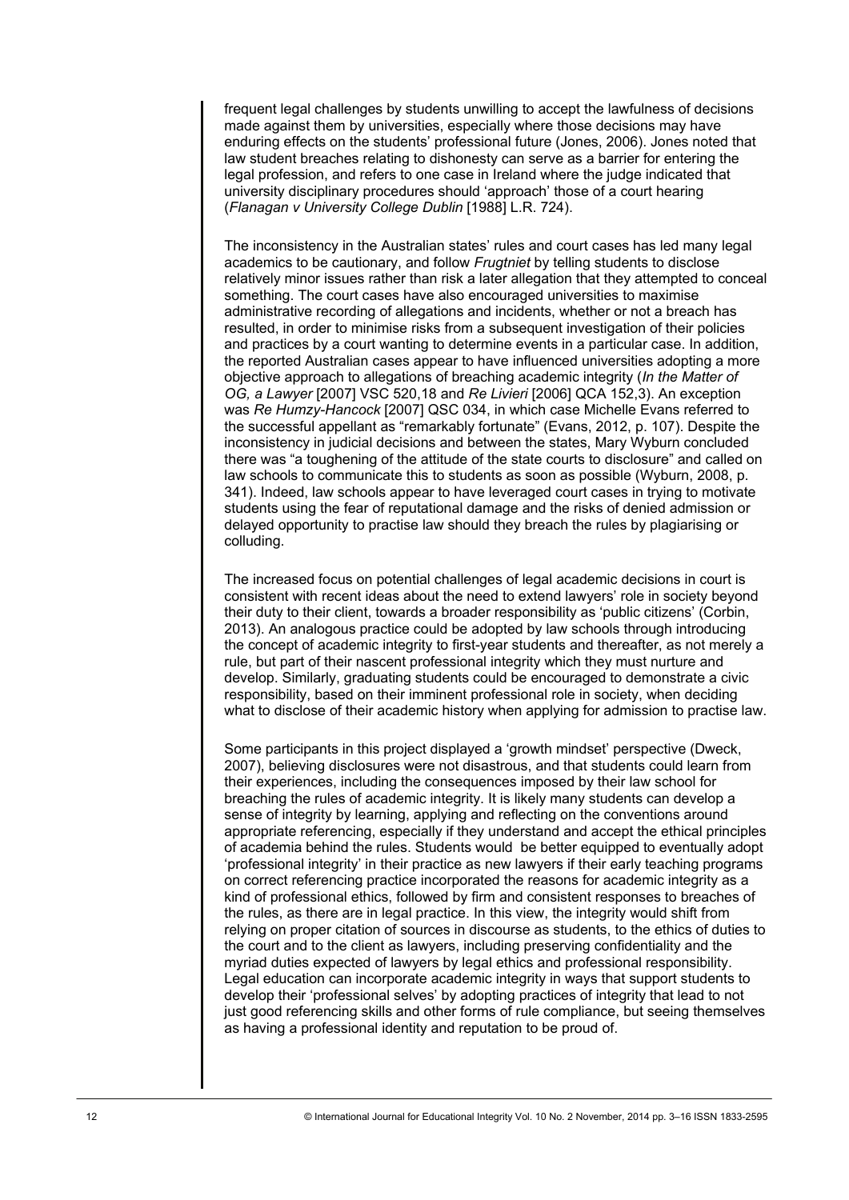frequent legal challenges by students unwilling to accept the lawfulness of decisions made against them by universities, especially where those decisions may have enduring effects on the students' professional future (Jones, 2006). Jones noted that law student breaches relating to dishonesty can serve as a barrier for entering the legal profession, and refers to one case in Ireland where the judge indicated that university disciplinary procedures should 'approach' those of a court hearing (*Flanagan v University College Dublin* [1988] L.R. 724).

The inconsistency in the Australian states' rules and court cases has led many legal academics to be cautionary, and follow *Frugtniet* by telling students to disclose relatively minor issues rather than risk a later allegation that they attempted to conceal something. The court cases have also encouraged universities to maximise administrative recording of allegations and incidents, whether or not a breach has resulted, in order to minimise risks from a subsequent investigation of their policies and practices by a court wanting to determine events in a particular case. In addition, the reported Australian cases appear to have influenced universities adopting a more objective approach to allegations of breaching academic integrity (*In the Matter of OG, a Lawyer* [2007] VSC 520,18 and *Re Livieri* [2006] QCA 152,3). An exception was *Re Humzy-Hancock* [2007] QSC 034, in which case Michelle Evans referred to the successful appellant as "remarkably fortunate" (Evans, 2012, p. 107). Despite the inconsistency in judicial decisions and between the states, Mary Wyburn concluded there was "a toughening of the attitude of the state courts to disclosure" and called on law schools to communicate this to students as soon as possible (Wyburn, 2008, p. 341). Indeed, law schools appear to have leveraged court cases in trying to motivate students using the fear of reputational damage and the risks of denied admission or delayed opportunity to practise law should they breach the rules by plagiarising or colluding.

The increased focus on potential challenges of legal academic decisions in court is consistent with recent ideas about the need to extend lawyers' role in society beyond their duty to their client, towards a broader responsibility as 'public citizens' (Corbin, 2013). An analogous practice could be adopted by law schools through introducing the concept of academic integrity to first-year students and thereafter, as not merely a rule, but part of their nascent professional integrity which they must nurture and develop. Similarly, graduating students could be encouraged to demonstrate a civic responsibility, based on their imminent professional role in society, when deciding what to disclose of their academic history when applying for admission to practise law.

Some participants in this project displayed a 'growth mindset' perspective (Dweck, 2007), believing disclosures were not disastrous, and that students could learn from their experiences, including the consequences imposed by their law school for breaching the rules of academic integrity. It is likely many students can develop a sense of integrity by learning, applying and reflecting on the conventions around appropriate referencing, especially if they understand and accept the ethical principles of academia behind the rules. Students would be better equipped to eventually adopt 'professional integrity' in their practice as new lawyers if their early teaching programs on correct referencing practice incorporated the reasons for academic integrity as a kind of professional ethics, followed by firm and consistent responses to breaches of the rules, as there are in legal practice. In this view, the integrity would shift from relying on proper citation of sources in discourse as students, to the ethics of duties to the court and to the client as lawyers, including preserving confidentiality and the myriad duties expected of lawyers by legal ethics and professional responsibility. Legal education can incorporate academic integrity in ways that support students to develop their 'professional selves' by adopting practices of integrity that lead to not just good referencing skills and other forms of rule compliance, but seeing themselves as having a professional identity and reputation to be proud of.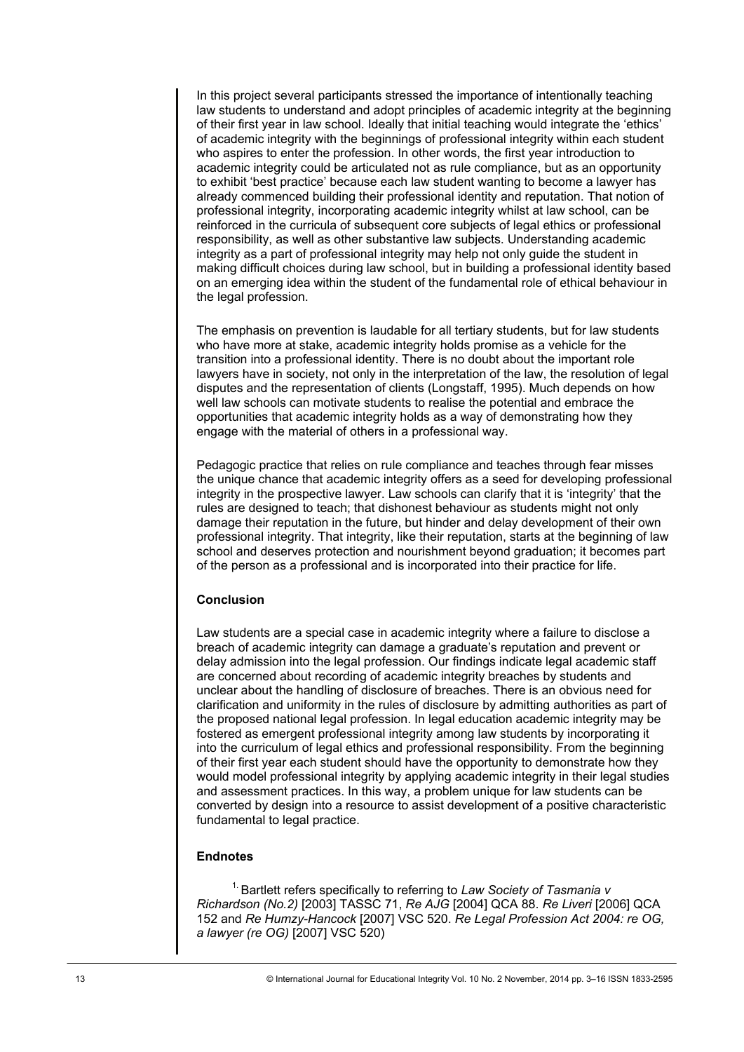In this project several participants stressed the importance of intentionally teaching law students to understand and adopt principles of academic integrity at the beginning of their first year in law school. Ideally that initial teaching would integrate the 'ethics' of academic integrity with the beginnings of professional integrity within each student who aspires to enter the profession. In other words, the first year introduction to academic integrity could be articulated not as rule compliance, but as an opportunity to exhibit 'best practice' because each law student wanting to become a lawyer has already commenced building their professional identity and reputation. That notion of professional integrity, incorporating academic integrity whilst at law school, can be reinforced in the curricula of subsequent core subjects of legal ethics or professional responsibility, as well as other substantive law subjects. Understanding academic integrity as a part of professional integrity may help not only guide the student in making difficult choices during law school, but in building a professional identity based on an emerging idea within the student of the fundamental role of ethical behaviour in the legal profession.

The emphasis on prevention is laudable for all tertiary students, but for law students who have more at stake, academic integrity holds promise as a vehicle for the transition into a professional identity. There is no doubt about the important role lawyers have in society, not only in the interpretation of the law, the resolution of legal disputes and the representation of clients (Longstaff, 1995). Much depends on how well law schools can motivate students to realise the potential and embrace the opportunities that academic integrity holds as a way of demonstrating how they engage with the material of others in a professional way.

Pedagogic practice that relies on rule compliance and teaches through fear misses the unique chance that academic integrity offers as a seed for developing professional integrity in the prospective lawyer. Law schools can clarify that it is 'integrity' that the rules are designed to teach; that dishonest behaviour as students might not only damage their reputation in the future, but hinder and delay development of their own professional integrity. That integrity, like their reputation, starts at the beginning of law school and deserves protection and nourishment beyond graduation; it becomes part of the person as a professional and is incorporated into their practice for life.

### Conclusion

Law students are a special case in academic integrity where a failure to disclose a breach of academic integrity can damage a graduate's reputation and prevent or delay admission into the legal profession. Our findings indicate legal academic staff are concerned about recording of academic integrity breaches by students and unclear about the handling of disclosure of breaches. There is an obvious need for clarification and uniformity in the rules of disclosure by admitting authorities as part of the proposed national legal profession. In legal education academic integrity may be fostered as emergent professional integrity among law students by incorporating it into the curriculum of legal ethics and professional responsibility. From the beginning of their first year each student should have the opportunity to demonstrate how they would model professional integrity by applying academic integrity in their legal studies and assessment practices. In this way, a problem unique for law students can be converted by design into a resource to assist development of a positive characteristic fundamental to legal practice.

### Endnotes

[1] Bartlett refers specifically to referring to *Law Society of Tasmania v Richardson (No.2)* [2003] TASSC 71, *Re AJG* [2004] QCA 88. *Re Liveri* [2006] QCA 152 and *Re Humzy-Hancock* [2007] VSC 520. *Re Legal Profession Act 2004: re OG, a lawyer (re OG)* [2007] VSC 520)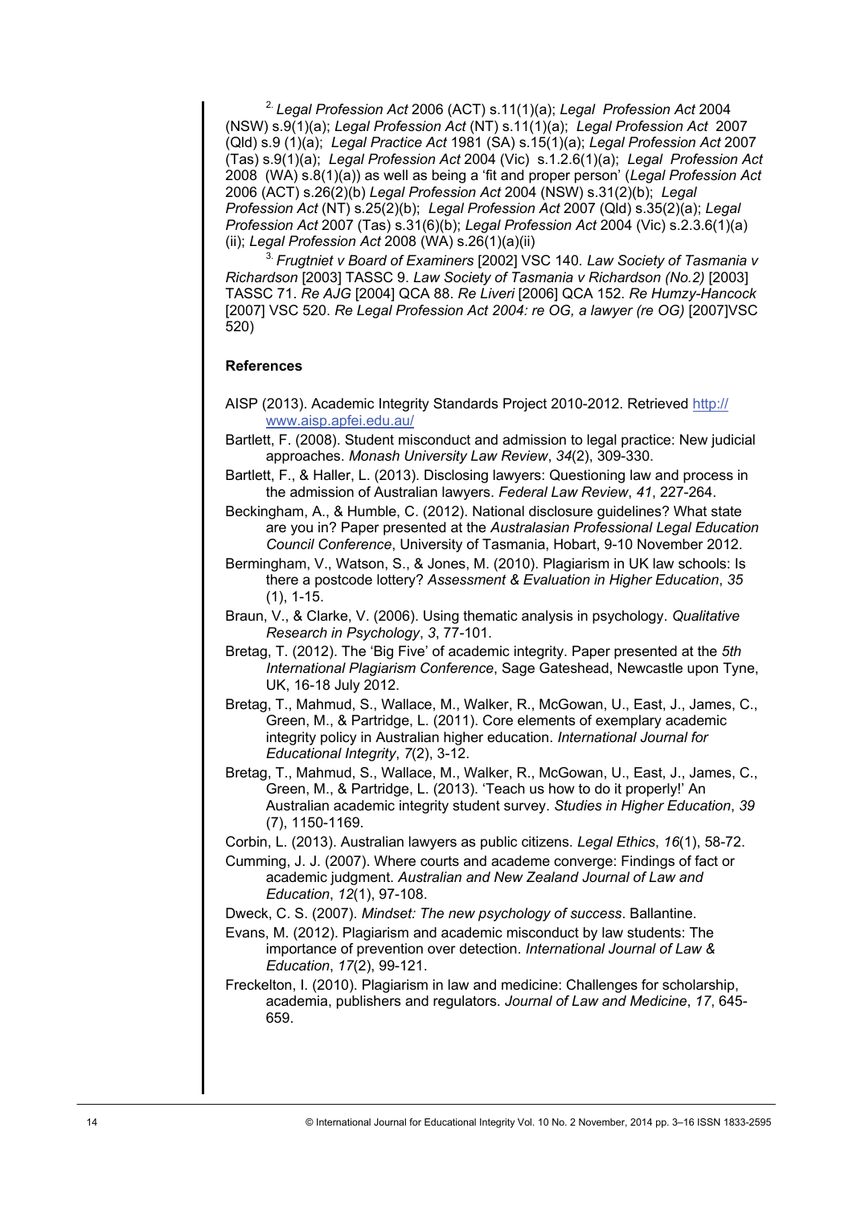[2] *Legal Profession Act* 2006 (ACT) s.11(1)(a); *Legal Profession Act* 2004 (NSW) s.9(1)(a); *Legal Profession Act* (NT) s.11(1)(a); *Legal Profession Act* 2007 (Qld) s.9 (1)(a); *Legal Practice Act* 1981 (SA) s.15(1)(a); *Legal Profession Act* 2007 (Tas) s.9(1)(a); *Legal Profession Act* 2004 (Vic) s.1.2.6(1)(a); *Legal Profession Act* 2008 (WA) s.8(1)(a)) as well as being a 'fit and proper person' (*Legal Profession Act* 2006 (ACT) s.26(2)(b) *Legal Profession Act* 2004 (NSW) s.31(2)(b); *Legal Profession Act* (NT) s.25(2)(b); *Legal Profession Act* 2007 (Qld) s.35(2)(a); *Legal Profession Act* 2007 (Tas) s.31(6)(b); *Legal Profession Act* 2004 (Vic) s.2.3.6(1)(a)(ii); *Legal Profession Act* 2008 (WA) s.26(1)(a)(ii)

[3] *Frugtniet v Board of Examiners* [2002] VSC 140. *Law Society of Tasmania v Richardson* [2003] TASSC 9. *Law Society of Tasmania v Richardson (No.2)* [2003] TASSC 71. *Re AJG* [2004] QCA 88. *Re Liveri* [2006] QCA 152. *Re Humzy-Hancock* [2007] VSC 520. *Re Legal Profession Act 2004: re OG, a lawyer (re OG)* [2007]VSC 520)

**References**

AISP (2013). Academic Integrity Standards Project 2010-2012. Retrieved http://www.aisp.apfei.edu.au/

Bartlett, F. (2008). Student misconduct and admission to legal practice: New judicial approaches. *Monash University Law Review*, *34*(2), 309-330.

Bartlett, F., & Haller, L. (2013). Disclosing lawyers: Questioning law and process in the admission of Australian lawyers. *Federal Law Review*, *41*, 227-264.

Beckingham, A., & Humble, C. (2012). National disclosure guidelines? What state are you in? Paper presented at the *Australasian Professional Legal Education Council Conference*, University of Tasmania, Hobart, 9-10 November 2012.

Bermingham, V., Watson, S., & Jones, M. (2010). Plagiarism in UK law schools: Is there a postcode lottery? *Assessment & Evaluation in Higher Education*, *35* (1), 1-15.

Braun, V., & Clarke, V. (2006). Using thematic analysis in psychology. *Qualitative Research in Psychology*, *3*, 77-101.

Bretag, T. (2012). The 'Big Five' of academic integrity. Paper presented at the *5th International Plagiarism Conference*, Sage Gateshead, Newcastle upon Tyne, UK, 16-18 July 2012.

Bretag, T., Mahmud, S., Wallace, M., Walker, R., McGowan, U., East, J., James, C., Green, M., & Partridge, L. (2011). Core elements of exemplary academic integrity policy in Australian higher education. *International Journal for Educational Integrity*, *7*(2), 3-12.

Bretag, T., Mahmud, S., Wallace, M., Walker, R., McGowan, U., East, J., James, C., Green, M., & Partridge, L. (2013). 'Teach us how to do it properly!' An Australian academic integrity student survey. *Studies in Higher Education*, *39* (7), 1150-1169.

Corbin, L. (2013). Australian lawyers as public citizens. *Legal Ethics*, *16*(1), 58-72.

Cumming, J. J. (2007). Where courts and academe converge: Findings of fact or academic judgment. *Australian and New Zealand Journal of Law and Education*, *12*(1), 97-108.

Dweck, C. S. (2007). *Mindset: The new psychology of success*. Ballantine.

Evans, M. (2012). Plagiarism and academic misconduct by law students: The importance of prevention over detection. *International Journal of Law & Education*, *17*(2), 99-121.

Freckelton, I. (2010). Plagiarism in law and medicine: Challenges for scholarship, academia, publishers and regulators. *Journal of Law and Medicine*, *17*, 645-659.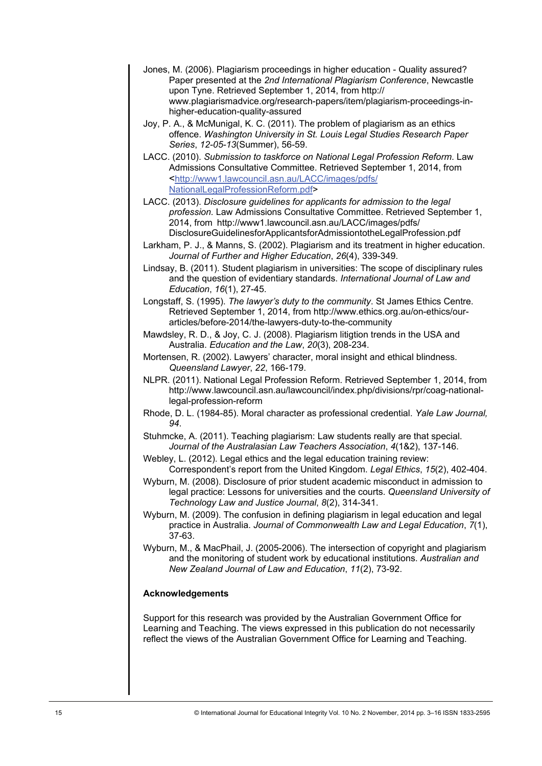Jones, M. (2006). Plagiarism proceedings in higher education - Quality assured? Paper presented at the *2nd International Plagiarism Conference*, Newcastle upon Tyne. Retrieved September 1, 2014, from http:// www.plagiarismadvice.org/research-papers/item/plagiarism-proceedings-in-higher-education-quality-assured

Joy, P. A., & McMunigal, K. C. (2011). The problem of plagiarism as an ethics offence. *Washington University in St. Louis Legal Studies Research Paper Series*, *12-05-13*(Summer), 56-59.

LACC. (2010). *Submission to taskforce on National Legal Profession Reform*. Law Admissions Consultative Committee. Retrieved September 1, 2014, from <http://www1.lawcouncil.asn.au/LACC/images/pdfs/NationalLegalProfessionReform.pdf>

LACC. (2013). *Disclosure guidelines for applicants for admission to the legal profession*. Law Admissions Consultative Committee. Retrieved September 1, 2014, from http://www1.lawcouncil.asn.au/LACC/images/pdfs/DisclosureGuidelinesforApplicantsforAdmissiontotheLegalProfession.pdf

Larkham, P. J., & Manns, S. (2002). Plagiarism and its treatment in higher education. *Journal of Further and Higher Education*, *26*(4), 339-349.

Lindsay, B. (2011). Student plagiarism in universities: The scope of disciplinary rules and the question of evidentiary standards. *International Journal of Law and Education*, *16*(1), 27-45.

Longstaff, S. (1995). *The lawyer's duty to the community*. St James Ethics Centre. Retrieved September 1, 2014, from http://www.ethics.org.au/on-ethics/our-articles/before-2014/the-lawyers-duty-to-the-community

Mawdsley, R. D., & Joy, C. J. (2008). Plagiarism litigtion trends in the USA and Australia. *Education and the Law*, *20*(3), 208-234.

Mortensen, R. (2002). Lawyers' character, moral insight and ethical blindness. *Queensland Lawyer*, *22*, 166-179.

NLPR. (2011). National Legal Profession Reform. Retrieved September 1, 2014, from http://www.lawcouncil.asn.au/lawcouncil/index.php/divisions/rpr/coag-national-legal-profession-reform

Rhode, D. L. (1984-85). Moral character as professional credential. *Yale Law Journal, 94*.

Stuhmcke, A. (2011). Teaching plagiarism: Law students really are that special. *Journal of the Australasian Law Teachers Association*, *4*(1&2), 137-146.

Webley, L. (2012). Legal ethics and the legal education training review: Correspondent's report from the United Kingdom. *Legal Ethics*, *15*(2), 402-404.

Wyburn, M. (2008). Disclosure of prior student academic misconduct in admission to legal practice: Lessons for universities and the courts. *Queensland University of Technology Law and Justice Journal*, *8*(2), 314-341.

Wyburn, M. (2009). The confusion in defining plagiarism in legal education and legal practice in Australia. *Journal of Commonwealth Law and Legal Education*, *7*(1), 37-63.

Wyburn, M., & MacPhail, J. (2005-2006). The intersection of copyright and plagiarism and the monitoring of student work by educational institutions. *Australian and New Zealand Journal of Law and Education*, *11*(2), 73-92.

### Acknowledgements

Support for this research was provided by the Australian Government Office for Learning and Teaching. The views expressed in this publication do not necessarily reflect the views of the Australian Government Office for Learning and Teaching.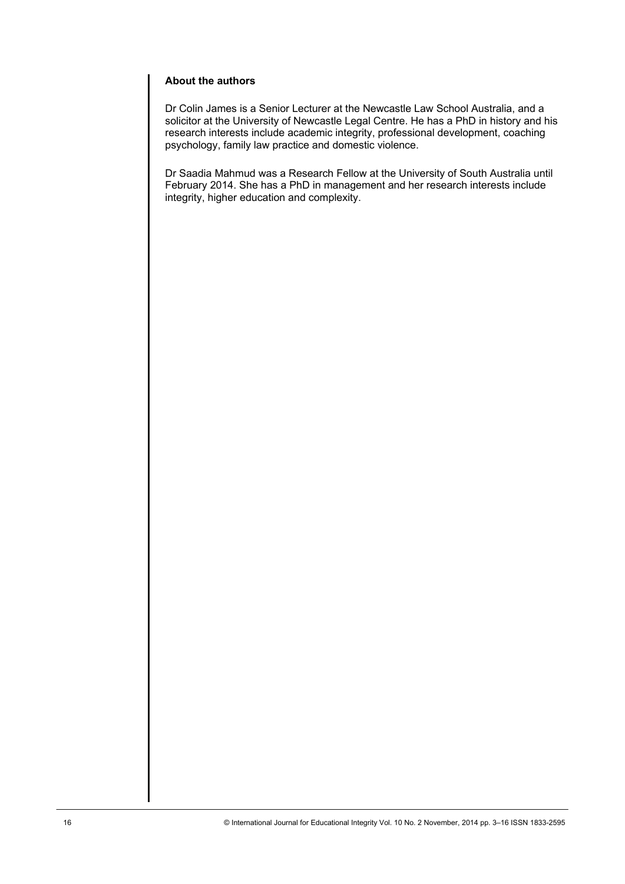### About the authors

Dr Colin James is a Senior Lecturer at the Newcastle Law School Australia, and a solicitor at the University of Newcastle Legal Centre. He has a PhD in history and his research interests include academic integrity, professional development, coaching psychology, family law practice and domestic violence.

Dr Saadia Mahmud was a Research Fellow at the University of South Australia until February 2014. She has a PhD in management and her research interests include integrity, higher education and complexity.